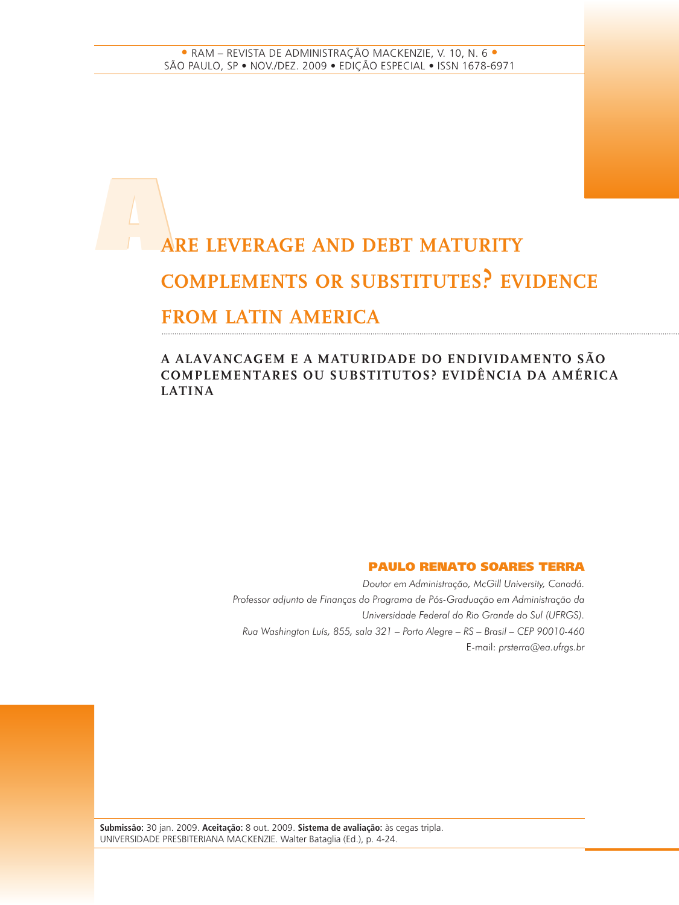# ARE LEVERAGE AND DEBT MATURITY COMPLEMENTS OR SUBSTITUTES? EVIDENCE FROM LATIN AMERICA

## A ALAVANCAGEM E A MATURIDADE DO ENDIVIDAMENTO SÃO COMPLEMENTARES OU SUBSTITUTOS? EVIDÊNCIA DA AMÉRICA LATINA

**PAULO RENATO SOARES TERRA**

*Doutor em Administração, McGill University, Canadá.*
*Professor adjunto de Finanças do Programa de Pós-Graduação em Administração da Universidade Federal do Rio Grande do Sul (UFRGS).*
*Rua Washington Luís, 855, sala 321 – Porto Alegre – RS – Brasil – CEP 90010-460*
E-mail: *prsterra@ea.ufrgs.br*

**Submissão:** 30 jan. 2009. **Aceitação:** 8 out. 2009. **Sistema de avaliação:** às cegas tripla.
UNIVERSIDADE PRESBITERIANA MACKENZIE. Walter Bataglia (Ed.), p. 4-24.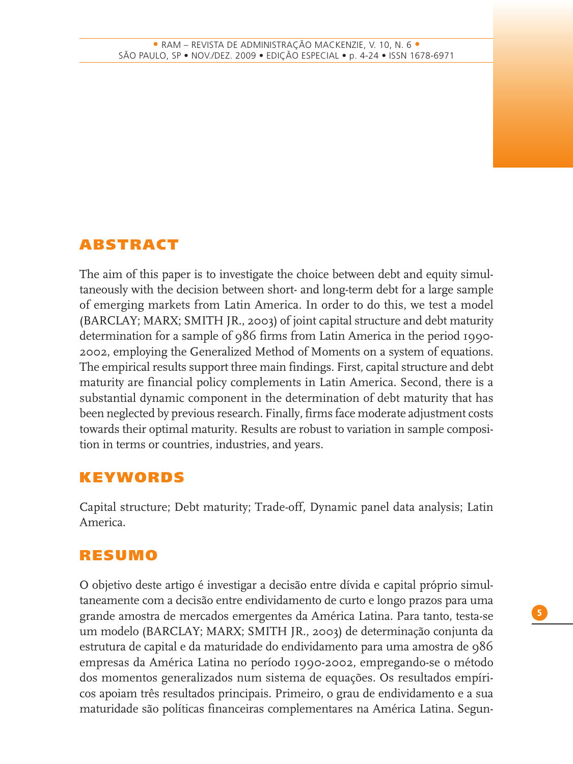## ABSTRACT

The aim of this paper is to investigate the choice between debt and equity simultaneously with the decision between short- and long-term debt for a large sample of emerging markets from Latin America. In order to do this, we test a model (BARCLAY; MARX; SMITH JR., 2003) of joint capital structure and debt maturity determination for a sample of 986 firms from Latin America in the period 1990-2002, employing the Generalized Method of Moments on a system of equations. The empirical results support three main findings. First, capital structure and debt maturity are financial policy complements in Latin America. Second, there is a substantial dynamic component in the determination of debt maturity that has been neglected by previous research. Finally, firms face moderate adjustment costs towards their optimal maturity. Results are robust to variation in sample composition in terms or countries, industries, and years.

## KEYWORDS

Capital structure; Debt maturity; Trade-off, Dynamic panel data analysis; Latin America.

## RESUMO

O objetivo deste artigo é investigar a decisão entre dívida e capital próprio simultaneamente com a decisão entre endividamento de curto e longo prazos para uma grande amostra de mercados emergentes da América Latina. Para tanto, testa-se um modelo (BARCLAY; MARX; SMITH JR., 2003) de determinação conjunta da estrutura de capital e da maturidade do endividamento para uma amostra de 986 empresas da América Latina no período 1990-2002, empregando-se o método dos momentos generalizados num sistema de equações. Os resultados empíricos apoiam três resultados principais. Primeiro, o grau de endividamento e a sua maturidade são políticas financeiras complementares na América Latina. Segun-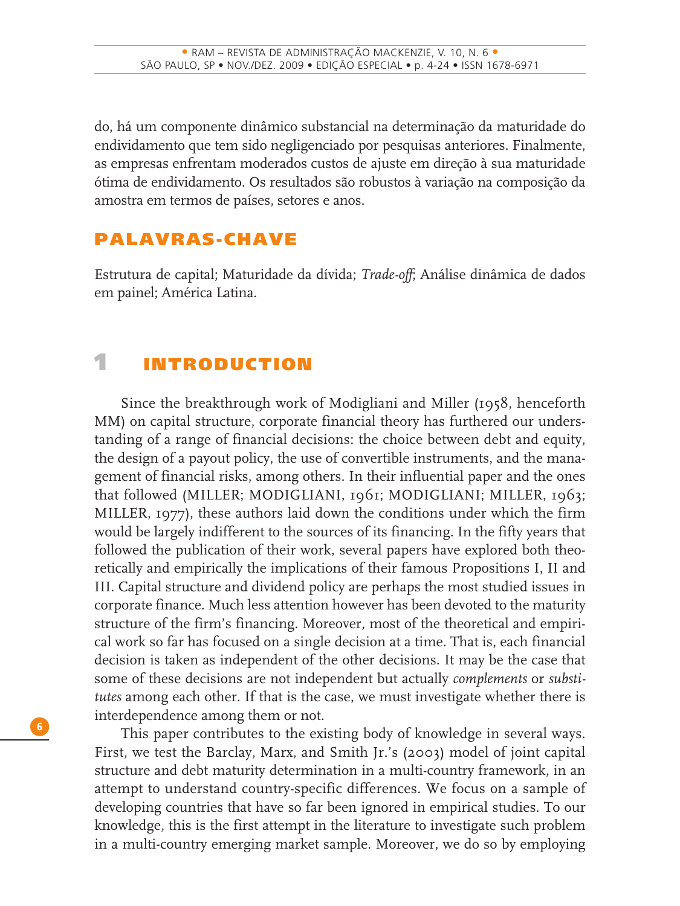do, há um componente dinâmico substancial na determinação da maturidade do endividamento que tem sido negligenciado por pesquisas anteriores. Finalmente, as empresas enfrentam moderados custos de ajuste em direção à sua maturidade ótima de endividamento. Os resultados são robustos à variação na composição da amostra em termos de países, setores e anos.

## PALAVRAS-CHAVE

Estrutura de capital; Maturidade da dívida; *Trade-off*; Análise dinâmica de dados em painel; América Latina.

# 1 INTRODUCTION

Since the breakthrough work of Modigliani and Miller (1958, henceforth MM) on capital structure, corporate financial theory has furthered our understanding of a range of financial decisions: the choice between debt and equity, the design of a payout policy, the use of convertible instruments, and the management of financial risks, among others. In their influential paper and the ones that followed (MILLER; MODIGLIANI, 1961; MODIGLIANI; MILLER, 1963; MILLER, 1977), these authors laid down the conditions under which the firm would be largely indifferent to the sources of its financing. In the fifty years that followed the publication of their work, several papers have explored both theoretically and empirically the implications of their famous Propositions I, II and III. Capital structure and dividend policy are perhaps the most studied issues in corporate finance. Much less attention however has been devoted to the maturity structure of the firm's financing. Moreover, most of the theoretical and empirical work so far has focused on a single decision at a time. That is, each financial decision is taken as independent of the other decisions. It may be the case that some of these decisions are not independent but actually *complements* or *substitutes* among each other. If that is the case, we must investigate whether there is interdependence among them or not.

This paper contributes to the existing body of knowledge in several ways. First, we test the Barclay, Marx, and Smith Jr.'s (2003) model of joint capital structure and debt maturity determination in a multi-country framework, in an attempt to understand country-specific differences. We focus on a sample of developing countries that have so far been ignored in empirical studies. To our knowledge, this is the first attempt in the literature to investigate such problem in a multi-country emerging market sample. Moreover, we do so by employing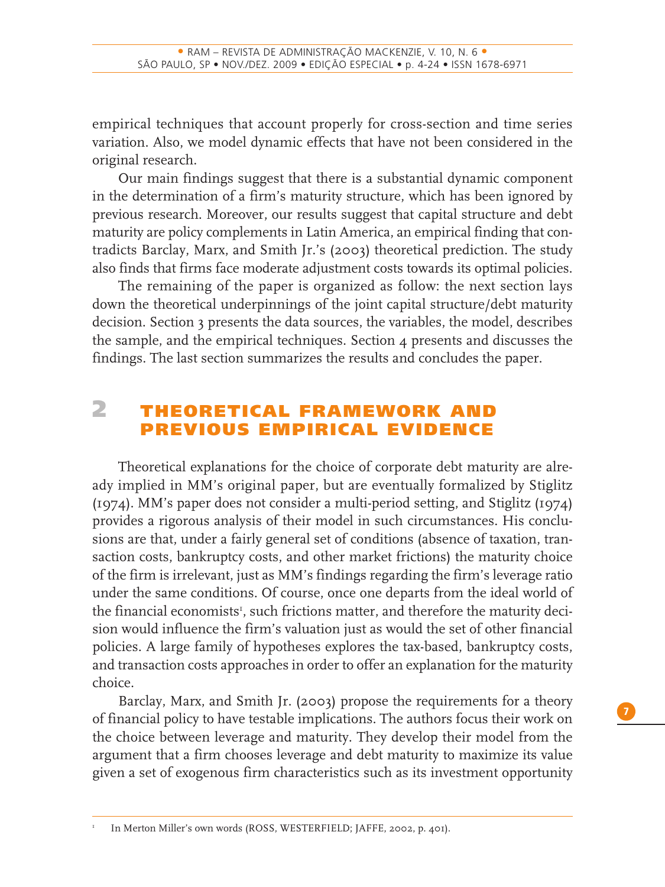empirical techniques that account properly for cross-section and time series variation. Also, we model dynamic effects that have not been considered in the original research.

Our main findings suggest that there is a substantial dynamic component in the determination of a firm's maturity structure, which has been ignored by previous research. Moreover, our results suggest that capital structure and debt maturity are policy complements in Latin America, an empirical finding that contradicts Barclay, Marx, and Smith Jr.'s (2003) theoretical prediction. The study also finds that firms face moderate adjustment costs towards its optimal policies.

The remaining of the paper is organized as follow: the next section lays down the theoretical underpinnings of the joint capital structure/debt maturity decision. Section 3 presents the data sources, the variables, the model, describes the sample, and the empirical techniques. Section 4 presents and discusses the findings. The last section summarizes the results and concludes the paper.

## 2 THEORETICAL FRAMEWORK AND PREVIOUS EMPIRICAL EVIDENCE

Theoretical explanations for the choice of corporate debt maturity are already implied in MM's original paper, but are eventually formalized by Stiglitz (1974). MM's paper does not consider a multi-period setting, and Stiglitz (1974) provides a rigorous analysis of their model in such circumstances. His conclusions are that, under a fairly general set of conditions (absence of taxation, transaction costs, bankruptcy costs, and other market frictions) the maturity choice of the firm is irrelevant, just as MM's findings regarding the firm's leverage ratio under the same conditions. Of course, once one departs from the ideal world of the financial economists[1], such frictions matter, and therefore the maturity decision would influence the firm's valuation just as would the set of other financial policies. A large family of hypotheses explores the tax-based, bankruptcy costs, and transaction costs approaches in order to offer an explanation for the maturity choice.

Barclay, Marx, and Smith Jr. (2003) propose the requirements for a theory of financial policy to have testable implications. The authors focus their work on the choice between leverage and maturity. They develop their model from the argument that a firm chooses leverage and debt maturity to maximize its value given a set of exogenous firm characteristics such as its investment opportunity

[1] In Merton Miller's own words (ROSS, WESTERFIELD; JAFFE, 2002, p. 401).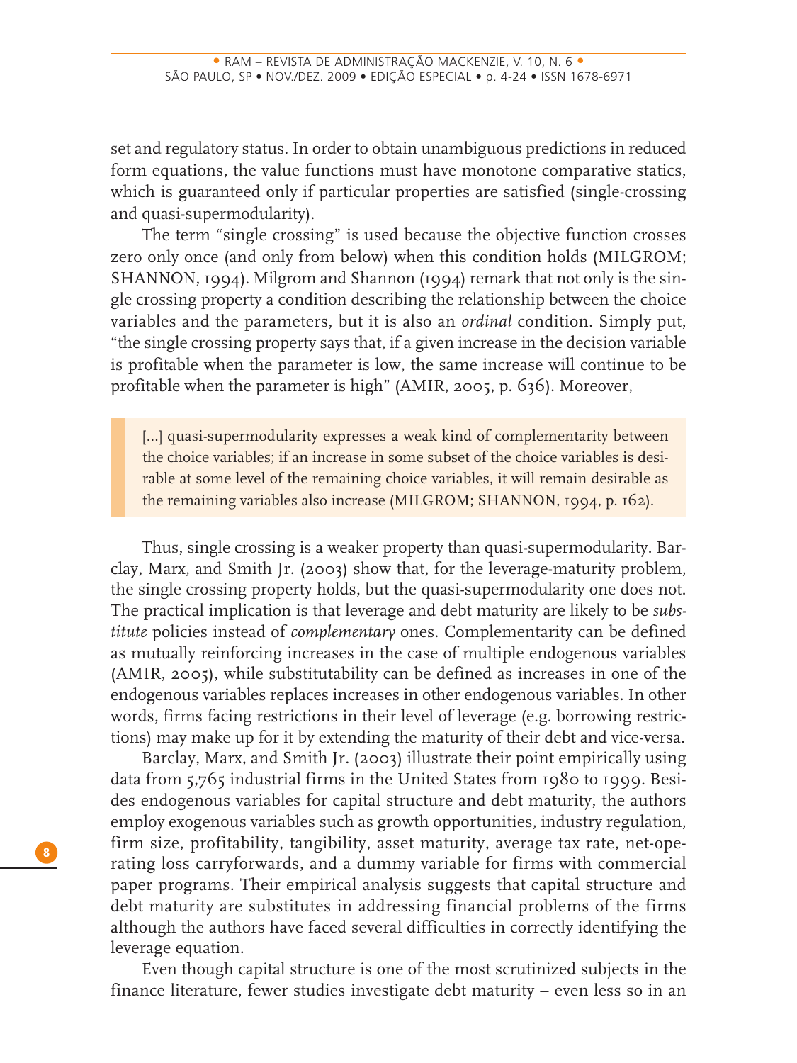set and regulatory status. In order to obtain unambiguous predictions in reduced form equations, the value functions must have monotone comparative statics, which is guaranteed only if particular properties are satisfied (single-crossing and quasi-supermodularity).

The term "single crossing" is used because the objective function crosses zero only once (and only from below) when this condition holds (MILGROM; SHANNON, 1994). Milgrom and Shannon (1994) remark that not only is the single crossing property a condition describing the relationship between the choice variables and the parameters, but it is also an *ordinal* condition. Simply put, "the single crossing property says that, if a given increase in the decision variable is profitable when the parameter is low, the same increase will continue to be profitable when the parameter is high" (AMIR, 2005, p. 636). Moreover,

> [...] quasi-supermodularity expresses a weak kind of complementarity between the choice variables; if an increase in some subset of the choice variables is desirable at some level of the remaining choice variables, it will remain desirable as the remaining variables also increase (MILGROM; SHANNON, 1994, p. 162).

Thus, single crossing is a weaker property than quasi-supermodularity. Barclay, Marx, and Smith Jr. (2003) show that, for the leverage-maturity problem, the single crossing property holds, but the quasi-supermodularity one does not. The practical implication is that leverage and debt maturity are likely to be *substitute* policies instead of *complementary* ones. Complementarity can be defined as mutually reinforcing increases in the case of multiple endogenous variables (AMIR, 2005), while substitutability can be defined as increases in one of the endogenous variables replaces increases in other endogenous variables. In other words, firms facing restrictions in their level of leverage (e.g. borrowing restrictions) may make up for it by extending the maturity of their debt and vice-versa.

Barclay, Marx, and Smith Jr. (2003) illustrate their point empirically using data from 5,765 industrial firms in the United States from 1980 to 1999. Besides endogenous variables for capital structure and debt maturity, the authors employ exogenous variables such as growth opportunities, industry regulation, firm size, profitability, tangibility, asset maturity, average tax rate, net-operating loss carryforwards, and a dummy variable for firms with commercial paper programs. Their empirical analysis suggests that capital structure and debt maturity are substitutes in addressing financial problems of the firms although the authors have faced several difficulties in correctly identifying the leverage equation.

Even though capital structure is one of the most scrutinized subjects in the finance literature, fewer studies investigate debt maturity – even less so in an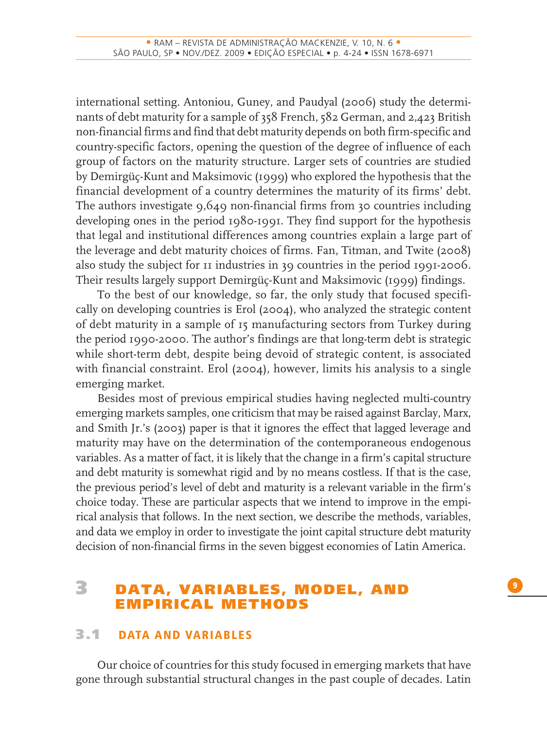international setting. Antoniou, Guney, and Paudyal (2006) study the determinants of debt maturity for a sample of 358 French, 582 German, and 2,423 British non-financial firms and find that debt maturity depends on both firm-specific and country-specific factors, opening the question of the degree of influence of each group of factors on the maturity structure. Larger sets of countries are studied by Demirgüç-Kunt and Maksimovic (1999) who explored the hypothesis that the financial development of a country determines the maturity of its firms' debt. The authors investigate 9,649 non-financial firms from 30 countries including developing ones in the period 1980-1991. They find support for the hypothesis that legal and institutional differences among countries explain a large part of the leverage and debt maturity choices of firms. Fan, Titman, and Twite (2008) also study the subject for 11 industries in 39 countries in the period 1991-2006. Their results largely support Demirgüç-Kunt and Maksimovic (1999) findings.

To the best of our knowledge, so far, the only study that focused specifically on developing countries is Erol (2004), who analyzed the strategic content of debt maturity in a sample of 15 manufacturing sectors from Turkey during the period 1990-2000. The author's findings are that long-term debt is strategic while short-term debt, despite being devoid of strategic content, is associated with financial constraint. Erol (2004), however, limits his analysis to a single emerging market.

Besides most of previous empirical studies having neglected multi-country emerging markets samples, one criticism that may be raised against Barclay, Marx, and Smith Jr.'s (2003) paper is that it ignores the effect that lagged leverage and maturity may have on the determination of the contemporaneous endogenous variables. As a matter of fact, it is likely that the change in a firm's capital structure and debt maturity is somewhat rigid and by no means costless. If that is the case, the previous period's level of debt and maturity is a relevant variable in the firm's choice today. These are particular aspects that we intend to improve in the empirical analysis that follows. In the next section, we describe the methods, variables, and data we employ in order to investigate the joint capital structure debt maturity decision of non-financial firms in the seven biggest economies of Latin America.

# 3 DATA, VARIABLES, MODEL, AND EMPIRICAL METHODS

## 3.1 DATA AND VARIABLES

Our choice of countries for this study focused in emerging markets that have gone through substantial structural changes in the past couple of decades. Latin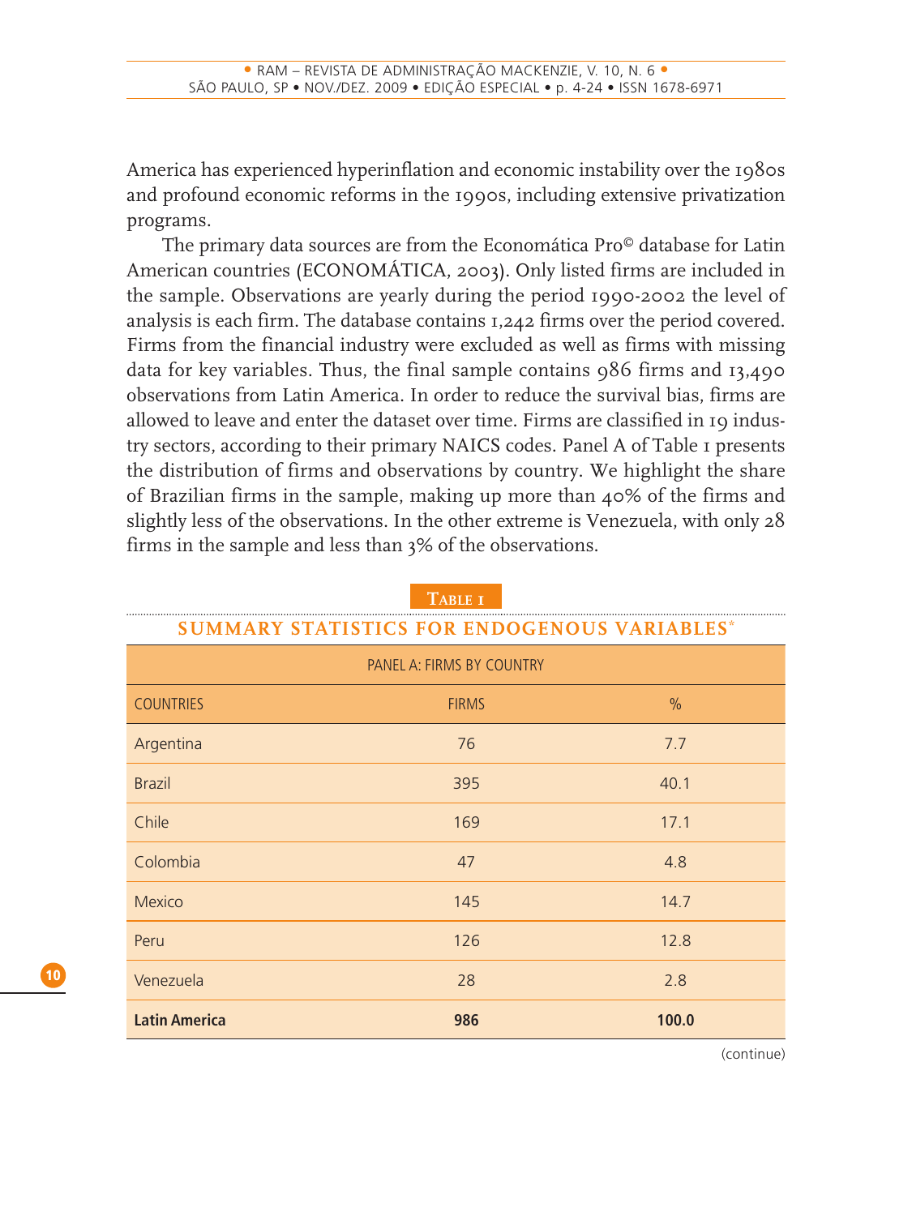America has experienced hyperinflation and economic instability over the 1980s and profound economic reforms in the 1990s, including extensive privatization programs.

The primary data sources are from the Economática Pro© database for Latin American countries (ECONOMÁTICA, 2003). Only listed firms are included in the sample. Observations are yearly during the period 1990-2002 the level of analysis is each firm. The database contains 1,242 firms over the period covered. Firms from the financial industry were excluded as well as firms with missing data for key variables. Thus, the final sample contains 986 firms and 13,490 observations from Latin America. In order to reduce the survival bias, firms are allowed to leave and enter the dataset over time. Firms are classified in 19 industry sectors, according to their primary NAICS codes. Panel A of Table 1 presents the distribution of firms and observations by country. We highlight the share of Brazilian firms in the sample, making up more than 40% of the firms and slightly less of the observations. In the other extreme is Venezuela, with only 28 firms in the sample and less than 3% of the observations.

**TABLE 1**

**SUMMARY STATISTICS FOR ENDOGENOUS VARIABLES***

| PANEL A: FIRMS BY COUNTRY | | |
|---|---|---|
| COUNTRIES | FIRMS | % |
| Argentina | 76 | 7.7 |
| Brazil | 395 | 40.1 |
| Chile | 169 | 17.1 |
| Colombia | 47 | 4.8 |
| Mexico | 145 | 14.7 |
| Peru | 126 | 12.8 |
| Venezuela | 28 | 2.8 |
| **Latin America** | **986** | **100.0** |

(continue)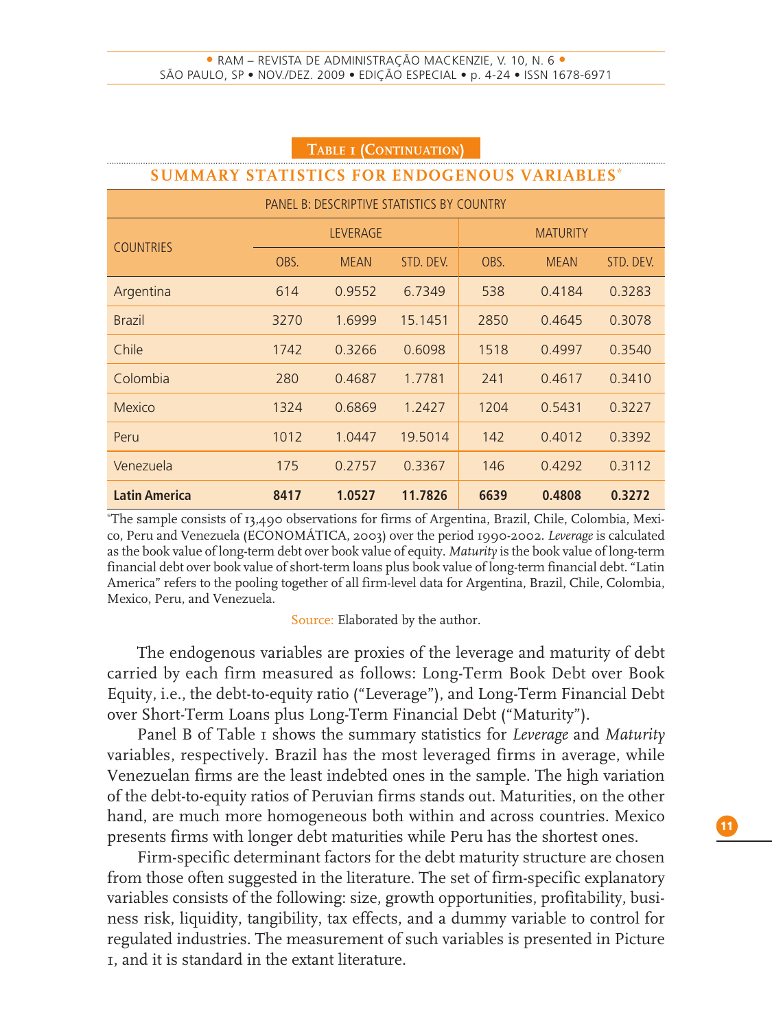**Table 1 (Continuation)**

**SUMMARY STATISTICS FOR ENDOGENOUS VARIABLES***

| PANEL B: DESCRIPTIVE STATISTICS BY COUNTRY | | | | | | |
|---|---|---|---|---|---|---|
| COUNTRIES | LEVERAGE | | | MATURITY | | |
| | OBS. | MEAN | STD. DEV. | OBS. | MEAN | STD. DEV. |
| Argentina | 614 | 0.9552 | 6.7349 | 538 | 0.4184 | 0.3283 |
| Brazil | 3270 | 1.6999 | 15.1451 | 2850 | 0.4645 | 0.3078 |
| Chile | 1742 | 0.3266 | 0.6098 | 1518 | 0.4997 | 0.3540 |
| Colombia | 280 | 0.4687 | 1.7781 | 241 | 0.4617 | 0.3410 |
| Mexico | 1324 | 0.6869 | 1.2427 | 1204 | 0.5431 | 0.3227 |
| Peru | 1012 | 1.0447 | 19.5014 | 142 | 0.4012 | 0.3392 |
| Venezuela | 175 | 0.2757 | 0.3367 | 146 | 0.4292 | 0.3112 |
| **Latin America** | **8417** | **1.0527** | **11.7826** | **6639** | **0.4808** | **0.3272** |

*The sample consists of 13,490 observations for firms of Argentina, Brazil, Chile, Colombia, Mexico, Peru and Venezuela (ECONOMÁTICA, 2003) over the period 1990-2002. *Leverage* is calculated as the book value of long-term debt over book value of equity. *Maturity* is the book value of long-term financial debt over book value of short-term loans plus book value of long-term financial debt. "Latin America" refers to the pooling together of all firm-level data for Argentina, Brazil, Chile, Colombia, Mexico, Peru, and Venezuela.

Source: Elaborated by the author.

The endogenous variables are proxies of the leverage and maturity of debt carried by each firm measured as follows: Long-Term Book Debt over Book Equity, i.e., the debt-to-equity ratio ("Leverage"), and Long-Term Financial Debt over Short-Term Loans plus Long-Term Financial Debt ("Maturity").

Panel B of Table 1 shows the summary statistics for *Leverage* and *Maturity* variables, respectively. Brazil has the most leveraged firms in average, while Venezuelan firms are the least indebted ones in the sample. The high variation of the debt-to-equity ratios of Peruvian firms stands out. Maturities, on the other hand, are much more homogeneous both within and across countries. Mexico presents firms with longer debt maturities while Peru has the shortest ones.

Firm-specific determinant factors for the debt maturity structure are chosen from those often suggested in the literature. The set of firm-specific explanatory variables consists of the following: size, growth opportunities, profitability, business risk, liquidity, tangibility, tax effects, and a dummy variable to control for regulated industries. The measurement of such variables is presented in Picture 1, and it is standard in the extant literature.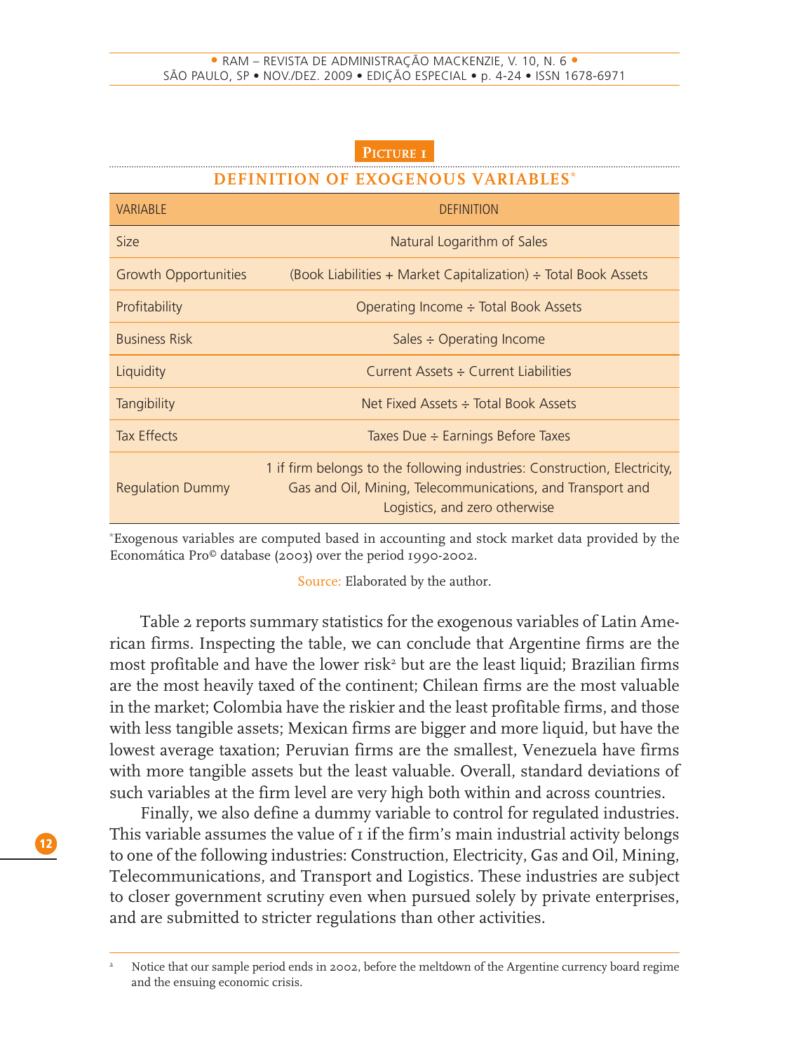**PICTURE 1**

**DEFINITION OF EXOGENOUS VARIABLES***

| VARIABLE | DEFINITION |
|---|---|
| Size | Natural Logarithm of Sales |
| Growth Opportunities | (Book Liabilities + Market Capitalization) ÷ Total Book Assets |
| Profitability | Operating Income ÷ Total Book Assets |
| Business Risk | Sales ÷ Operating Income |
| Liquidity | Current Assets ÷ Current Liabilities |
| Tangibility | Net Fixed Assets ÷ Total Book Assets |
| Tax Effects | Taxes Due ÷ Earnings Before Taxes |
| Regulation Dummy | 1 if firm belongs to the following industries: Construction, Electricity, Gas and Oil, Mining, Telecommunications, and Transport and Logistics, and zero otherwise |

*Exogenous variables are computed based in accounting and stock market data provided by the Economática Pro© database (2003) over the period 1990-2002.

Source: Elaborated by the author.

Table 2 reports summary statistics for the exogenous variables of Latin American firms. Inspecting the table, we can conclude that Argentine firms are the most profitable and have the lower risk[2] but are the least liquid; Brazilian firms are the most heavily taxed of the continent; Chilean firms are the most valuable in the market; Colombia have the riskier and the least profitable firms, and those with less tangible assets; Mexican firms are bigger and more liquid, but have the lowest average taxation; Peruvian firms are the smallest, Venezuela have firms with more tangible assets but the least valuable. Overall, standard deviations of such variables at the firm level are very high both within and across countries.

Finally, we also define a dummy variable to control for regulated industries. This variable assumes the value of 1 if the firm's main industrial activity belongs to one of the following industries: Construction, Electricity, Gas and Oil, Mining, Telecommunications, and Transport and Logistics. These industries are subject to closer government scrutiny even when pursued solely by private enterprises, and are submitted to stricter regulations than other activities.

[2] Notice that our sample period ends in 2002, before the meltdown of the Argentine currency board regime and the ensuing economic crisis.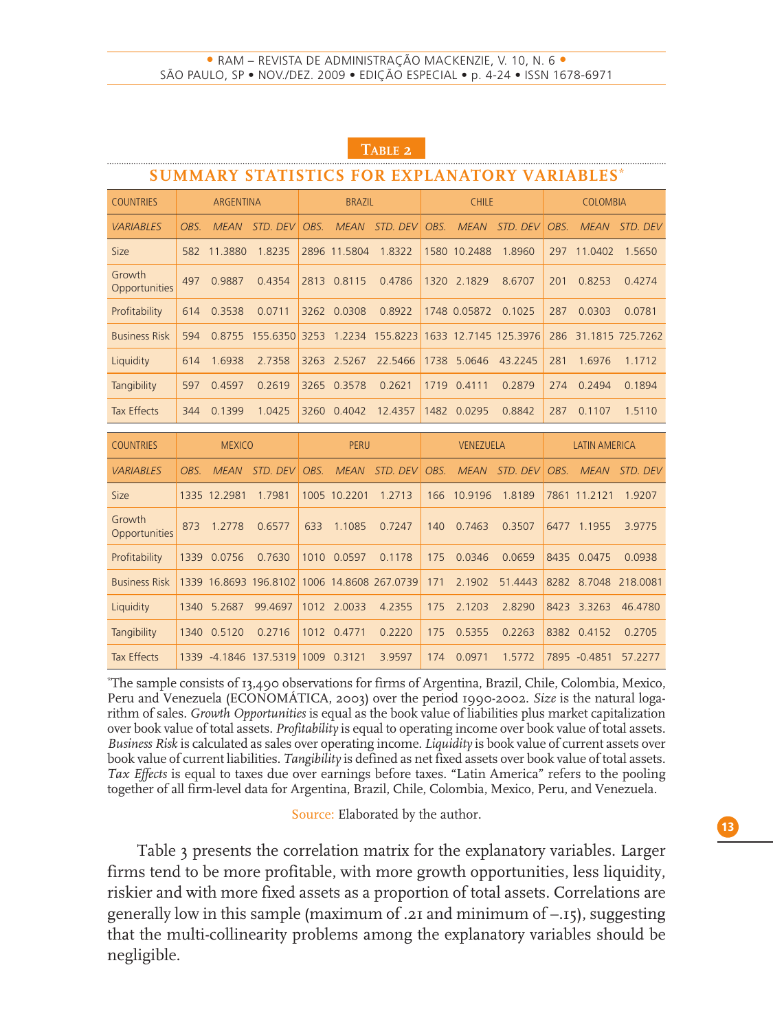**TABLE 2**

**SUMMARY STATISTICS FOR EXPLANATORY VARIABLES***

| COUNTRIES | ARGENTINA | | | BRAZIL | | | CHILE | | | COLOMBIA | | |
|---|---|---|---|---|---|---|---|---|---|---|---|---|
| *VARIABLES* | *OBS.* | *MEAN* | *STD. DEV* | *OBS.* | *MEAN* | *STD. DEV* | *OBS.* | *MEAN* | *STD. DEV* | *OBS.* | *MEAN* | *STD. DEV* |
| Size | 582 | 11.3880 | 1.8235 | 2896 | 11.5804 | 1.8322 | 1580 | 10.2488 | 1.8960 | 297 | 11.0402 | 1.5650 |
| Growth Opportunities | 497 | 0.9887 | 0.4354 | 2813 | 0.8115 | 0.4786 | 1320 | 2.1829 | 8.6707 | 201 | 0.8253 | 0.4274 |
| Profitability | 614 | 0.3538 | 0.0711 | 3262 | 0.0308 | 0.8922 | 1748 | 0.05872 | 0.1025 | 287 | 0.0303 | 0.0781 |
| Business Risk | 594 | 0.8755 | 155.6350 | 3253 | 1.2234 | 155.8223 | 1633 | 12.7145 | 125.3976 | 286 | 31.1815 | 725.7262 |
| Liquidity | 614 | 1.6938 | 2.7358 | 3263 | 2.5267 | 22.5466 | 1738 | 5.0646 | 43.2245 | 281 | 1.6976 | 1.1712 |
| Tangibility | 597 | 0.4597 | 0.2619 | 3265 | 0.3578 | 0.2621 | 1719 | 0.4111 | 0.2879 | 274 | 0.2494 | 0.1894 |
| Tax Effects | 344 | 0.1399 | 1.0425 | 3260 | 0.4042 | 12.4357 | 1482 | 0.0295 | 0.8842 | 287 | 0.1107 | 1.5110 |

| COUNTRIES | MEXICO | | | PERU | | | VENEZUELA | | | LATIN AMERICA | | |
|---|---|---|---|---|---|---|---|---|---|---|---|---|
| *VARIABLES* | *OBS.* | *MEAN* | *STD. DEV* | *OBS.* | *MEAN* | *STD. DEV* | *OBS.* | *MEAN* | *STD. DEV* | *OBS.* | *MEAN* | *STD. DEV* |
| Size | 1335 | 12.2981 | 1.7981 | 1005 | 10.2201 | 1.2713 | 166 | 10.9196 | 1.8189 | 7861 | 11.2121 | 1.9207 |
| Growth Opportunities | 873 | 1.2778 | 0.6577 | 633 | 1.1085 | 0.7247 | 140 | 0.7463 | 0.3507 | 6477 | 1.1955 | 3.9775 |
| Profitability | 1339 | 0.0756 | 0.7630 | 1010 | 0.0597 | 0.1178 | 175 | 0.0346 | 0.0659 | 8435 | 0.0475 | 0.0938 |
| Business Risk | 1339 | 16.8693 | 196.8102 | 1006 | 14.8608 | 267.0739 | 171 | 2.1902 | 51.4443 | 8282 | 8.7048 | 218.0081 |
| Liquidity | 1340 | 5.2687 | 99.4697 | 1012 | 2.0033 | 4.2355 | 175 | 2.1203 | 2.8290 | 8423 | 3.3263 | 46.4780 |
| Tangibility | 1340 | 0.5120 | 0.2716 | 1012 | 0.4771 | 0.2220 | 175 | 0.5355 | 0.2263 | 8382 | 0.4152 | 0.2705 |
| Tax Effects | 1339 | -4.1846 | 137.5319 | 1009 | 0.3121 | 3.9597 | 174 | 0.0971 | 1.5772 | 7895 | -0.4851 | 57.2277 |

*The sample consists of 13,490 observations for firms of Argentina, Brazil, Chile, Colombia, Mexico, Peru and Venezuela (ECONOMÁTICA, 2003) over the period 1990-2002. *Size* is the natural logarithm of sales. *Growth Opportunities* is equal as the book value of liabilities plus market capitalization over book value of total assets. *Profitability* is equal to operating income over book value of total assets. *Business Risk* is calculated as sales over operating income. *Liquidity* is book value of current assets over book value of current liabilities. *Tangibility* is defined as net fixed assets over book value of total assets. *Tax Effects* is equal to taxes due over earnings before taxes. "Latin America" refers to the pooling together of all firm-level data for Argentina, Brazil, Chile, Colombia, Mexico, Peru, and Venezuela.

Source: Elaborated by the author.

Table 3 presents the correlation matrix for the explanatory variables. Larger firms tend to be more profitable, with more growth opportunities, less liquidity, riskier and with more fixed assets as a proportion of total assets. Correlations are generally low in this sample (maximum of .21 and minimum of –.15), suggesting that the multi-collinearity problems among the explanatory variables should be negligible.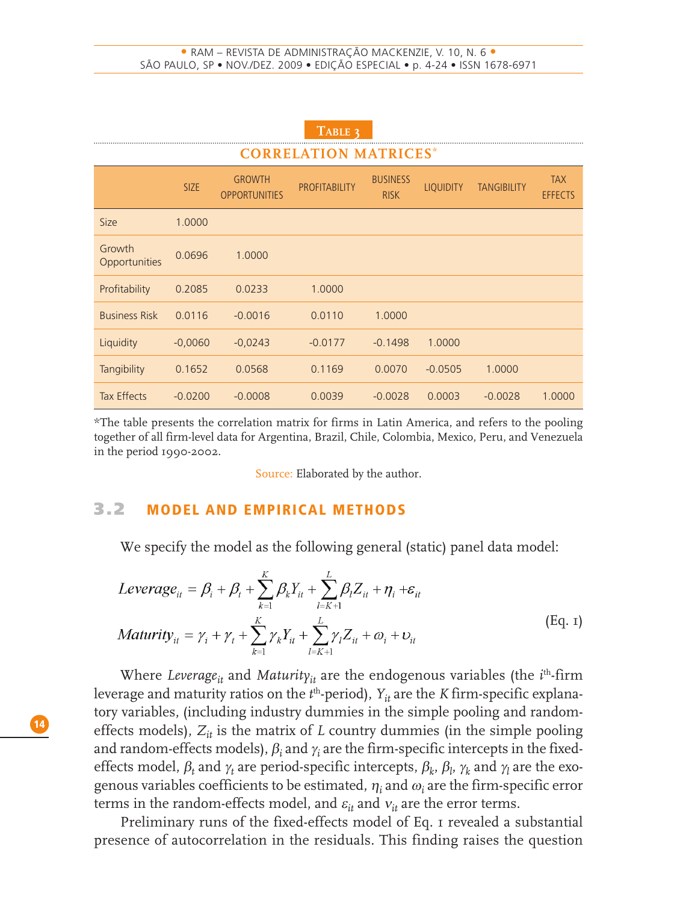**Table 3**

**CORRELATION MATRICES***

| | SIZE | GROWTH OPPORTUNITIES | PROFITABILITY | BUSINESS RISK | LIQUIDITY | TANGIBILITY | TAX EFFECTS |
|---|---|---|---|---|---|---|---|
| Size | 1.0000 | | | | | | |
| Growth Opportunities | 0.0696 | 1.0000 | | | | | |
| Profitability | 0.2085 | 0.0233 | 1.0000 | | | | |
| Business Risk | 0.0116 | -0.0016 | 0.0110 | 1.0000 | | | |
| Liquidity | -0,0060 | -0,0243 | -0.0177 | -0.1498 | 1.0000 | | |
| Tangibility | 0.1652 | 0.0568 | 0.1169 | 0.0070 | -0.0505 | 1.0000 | |
| Tax Effects | -0.0200 | -0.0008 | 0.0039 | -0.0028 | 0.0003 | -0.0028 | 1.0000 |

*The table presents the correlation matrix for firms in Latin America, and refers to the pooling together of all firm-level data for Argentina, Brazil, Chile, Colombia, Mexico, Peru, and Venezuela in the period 1990-2002.

Source: Elaborated by the author.

## 3.2 MODEL AND EMPIRICAL METHODS

We specify the model as the following general (static) panel data model:

$$
\begin{aligned}
Leverage_{it} &= \beta_i + \beta_t + \sum_{k=1}^{K} \beta_k Y_{it} + \sum_{l=K+1}^{L} \beta_l Z_{it} + \eta_i + \varepsilon_{it} \\
Maturity_{it} &= \gamma_i + \gamma_t + \sum_{k=1}^{K} \gamma_k Y_{it} + \sum_{l=K+1}^{L} \gamma_l Z_{it} + \omega_i + \upsilon_{it}
\end{aligned}
\qquad \text{(Eq. 1)}
$$

Where $Leverage_{it}$ and $Maturity_{it}$ are the endogenous variables (the $i^{th}$-firm leverage and maturity ratios on the $t^{th}$-period), $Y_{it}$ are the $K$ firm-specific explanatory variables, (including industry dummies in the simple pooling and random-effects models), $Z_{it}$ is the matrix of $L$ country dummies (in the simple pooling and random-effects models), $\beta_i$ and $\gamma_i$ are the firm-specific intercepts in the fixed-effects model, $\beta_t$ and $\gamma_t$ are period-specific intercepts, $\beta_k$, $\beta_l$, $\gamma_k$ and $\gamma_l$ are the exogenous variables coefficients to be estimated, $\eta_i$ and $\omega_i$ are the firm-specific error terms in the random-effects model, and $\varepsilon_{it}$ and $\nu_{it}$ are the error terms.

Preliminary runs of the fixed-effects model of Eq. 1 revealed a substantial presence of autocorrelation in the residuals. This finding raises the question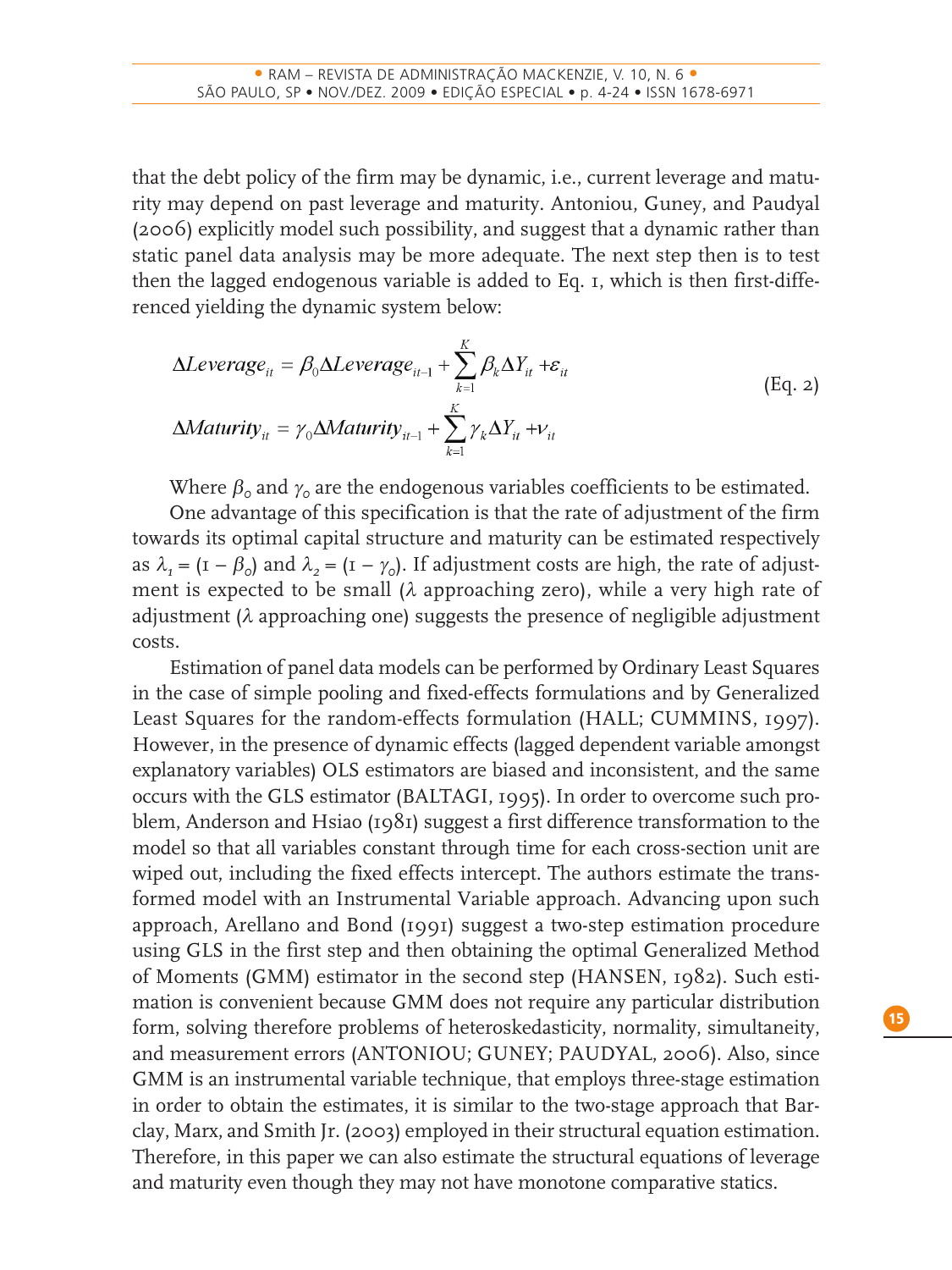that the debt policy of the firm may be dynamic, i.e., current leverage and maturity may depend on past leverage and maturity. Antoniou, Guney, and Paudyal (2006) explicitly model such possibility, and suggest that a dynamic rather than static panel data analysis may be more adequate. The next step then is to test then the lagged endogenous variable is added to Eq. 1, which is then first-differenced yielding the dynamic system below:

$$\Delta Leverage_{it} = \beta_0 \Delta Leverage_{it-1} + \sum_{k=1}^{K} \beta_k \Delta Y_{it} + \varepsilon_{it}$$
$$\Delta Maturity_{it} = \gamma_0 \Delta Maturity_{it-1} + \sum_{k=1}^{K} \gamma_k \Delta Y_{it} + \nu_{it} \qquad \text{(Eq. 2)}$$

Where $\beta_0$ and $\gamma_0$ are the endogenous variables coefficients to be estimated.

One advantage of this specification is that the rate of adjustment of the firm towards its optimal capital structure and maturity can be estimated respectively as $\lambda_1 = (1 - \beta_0)$ and $\lambda_2 = (1 - \gamma_0)$. If adjustment costs are high, the rate of adjustment is expected to be small ($\lambda$ approaching zero), while a very high rate of adjustment ($\lambda$ approaching one) suggests the presence of negligible adjustment costs.

Estimation of panel data models can be performed by Ordinary Least Squares in the case of simple pooling and fixed-effects formulations and by Generalized Least Squares for the random-effects formulation (HALL; CUMMINS, 1997). However, in the presence of dynamic effects (lagged dependent variable amongst explanatory variables) OLS estimators are biased and inconsistent, and the same occurs with the GLS estimator (BALTAGI, 1995). In order to overcome such problem, Anderson and Hsiao (1981) suggest a first difference transformation to the model so that all variables constant through time for each cross-section unit are wiped out, including the fixed effects intercept. The authors estimate the transformed model with an Instrumental Variable approach. Advancing upon such approach, Arellano and Bond (1991) suggest a two-step estimation procedure using GLS in the first step and then obtaining the optimal Generalized Method of Moments (GMM) estimator in the second step (HANSEN, 1982). Such estimation is convenient because GMM does not require any particular distribution form, solving therefore problems of heteroskedasticity, normality, simultaneity, and measurement errors (ANTONIOU; GUNEY; PAUDYAL, 2006). Also, since GMM is an instrumental variable technique, that employs three-stage estimation in order to obtain the estimates, it is similar to the two-stage approach that Barclay, Marx, and Smith Jr. (2003) employed in their structural equation estimation. Therefore, in this paper we can also estimate the structural equations of leverage and maturity even though they may not have monotone comparative statics.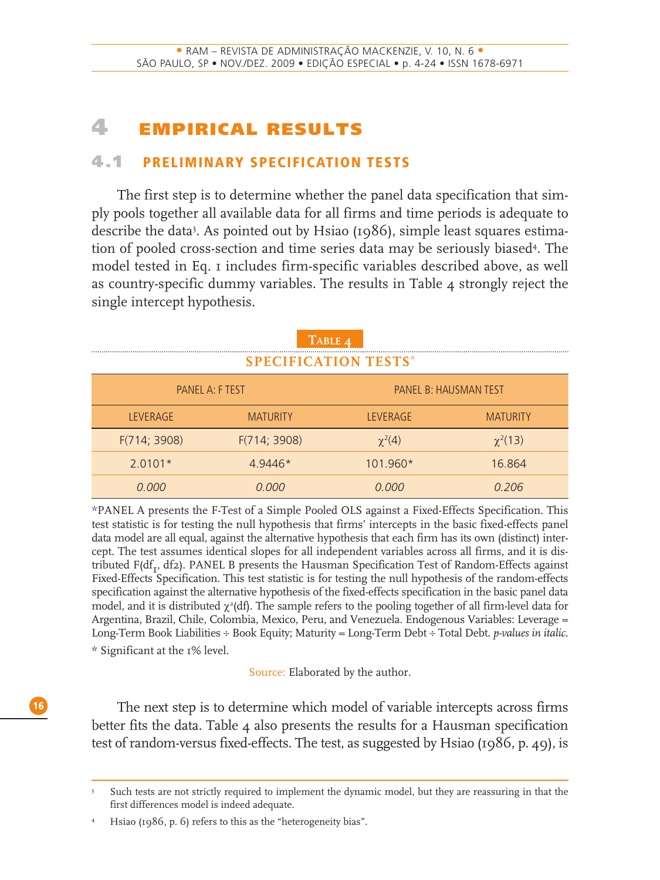# 4 EMPIRICAL RESULTS

## 4.1 PRELIMINARY SPECIFICATION TESTS

The first step is to determine whether the panel data specification that simply pools together all available data for all firms and time periods is adequate to describe the data[3]. As pointed out by Hsiao (1986), simple least squares estimation of pooled cross-section and time series data may be seriously biased[4]. The model tested in Eq. 1 includes firm-specific variables described above, as well as country-specific dummy variables. The results in Table 4 strongly reject the single intercept hypothesis.

**TABLE 4**

**SPECIFICATION TESTS***

| PANEL A: F TEST | | PANEL B: HAUSMAN TEST | |
|---|---|---|---|
| LEVERAGE | MATURITY | LEVERAGE | MATURITY |
| F(714; 3908) | F(714; 3908) | $\chi^2(4)$ | $\chi^2(13)$ |
| 2.0101* | 4.9446* | 101.960* | 16.864 |
| *0.000* | *0.000* | *0.000* | *0.206* |

*PANEL A presents the F-Test of a Simple Pooled OLS against a Fixed-Effects Specification. This test statistic is for testing the null hypothesis that firms' intercepts in the basic fixed-effects panel data model are all equal, against the alternative hypothesis that each firm has its own (distinct) intercept. The test assumes identical slopes for all independent variables across all firms, and it is distributed $F(df_1, df2)$. PANEL B presents the Hausman Specification Test of Random-Effects against Fixed-Effects Specification. This test statistic is for testing the null hypothesis of the random-effects specification against the alternative hypothesis of the fixed-effects specification in the basic panel data model, and it is distributed $\chi^2(df)$. The sample refers to the pooling together of all firm-level data for Argentina, Brazil, Chile, Colombia, Mexico, Peru, and Venezuela. Endogenous Variables: Leverage = Long-Term Book Liabilities ÷ Book Equity; Maturity = Long-Term Debt ÷ Total Debt. *p-values in italic*.

\* Significant at the 1% level.

Source: Elaborated by the author.

The next step is to determine which model of variable intercepts across firms better fits the data. Table 4 also presents the results for a Hausman specification test of random-versus fixed-effects. The test, as suggested by Hsiao (1986, p. 49), is

---

[3] Such tests are not strictly required to implement the dynamic model, but they are reassuring in that the first differences model is indeed adequate.

[4] Hsiao (1986, p. 6) refers to this as the "heterogeneity bias".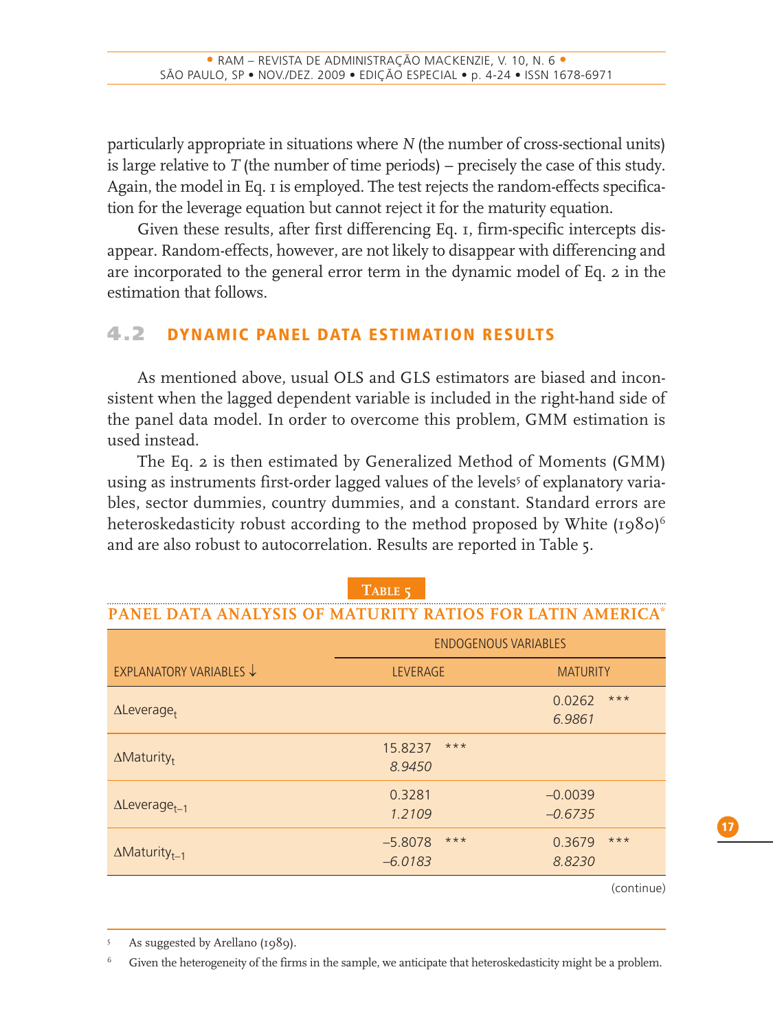particularly appropriate in situations where $N$ (the number of cross-sectional units) is large relative to $T$ (the number of time periods) – precisely the case of this study. Again, the model in Eq. 1 is employed. The test rejects the random-effects specification for the leverage equation but cannot reject it for the maturity equation.

Given these results, after first differencing Eq. 1, firm-specific intercepts disappear. Random-effects, however, are not likely to disappear with differencing and are incorporated to the general error term in the dynamic model of Eq. 2 in the estimation that follows.

## 4.2 DYNAMIC PANEL DATA ESTIMATION RESULTS

As mentioned above, usual OLS and GLS estimators are biased and inconsistent when the lagged dependent variable is included in the right-hand side of the panel data model. In order to overcome this problem, GMM estimation is used instead.

The Eq. 2 is then estimated by Generalized Method of Moments (GMM) using as instruments first-order lagged values of the levels[5] of explanatory variables, sector dummies, country dummies, and a constant. Standard errors are heteroskedasticity robust according to the method proposed by White (1980)[6] and are also robust to autocorrelation. Results are reported in Table 5.

**TABLE 5**

**PANEL DATA ANALYSIS OF MATURITY RATIOS FOR LATIN AMERICA***

| | ENDOGENOUS VARIABLES | |
|---|---|---|
| EXPLANATORY VARIABLES ↓ | LEVERAGE | MATURITY |
| $\Delta Leverage_t$ | | 0.0262 *** <br> *6.9861* |
| $\Delta Maturity_t$ | 15.8237 *** <br> *8.9450* | |
| $\Delta Leverage_{t-1}$ | 0.3281 <br> *1.2109* | –0.0039 <br> *–0.6735* |
| $\Delta Maturity_{t-1}$ | –5.8078 *** <br> *–6.0183* | 0.3679 *** <br> *8.8230* |

(continue)

[5] As suggested by Arellano (1989).

[6] Given the heterogeneity of the firms in the sample, we anticipate that heteroskedasticity might be a problem.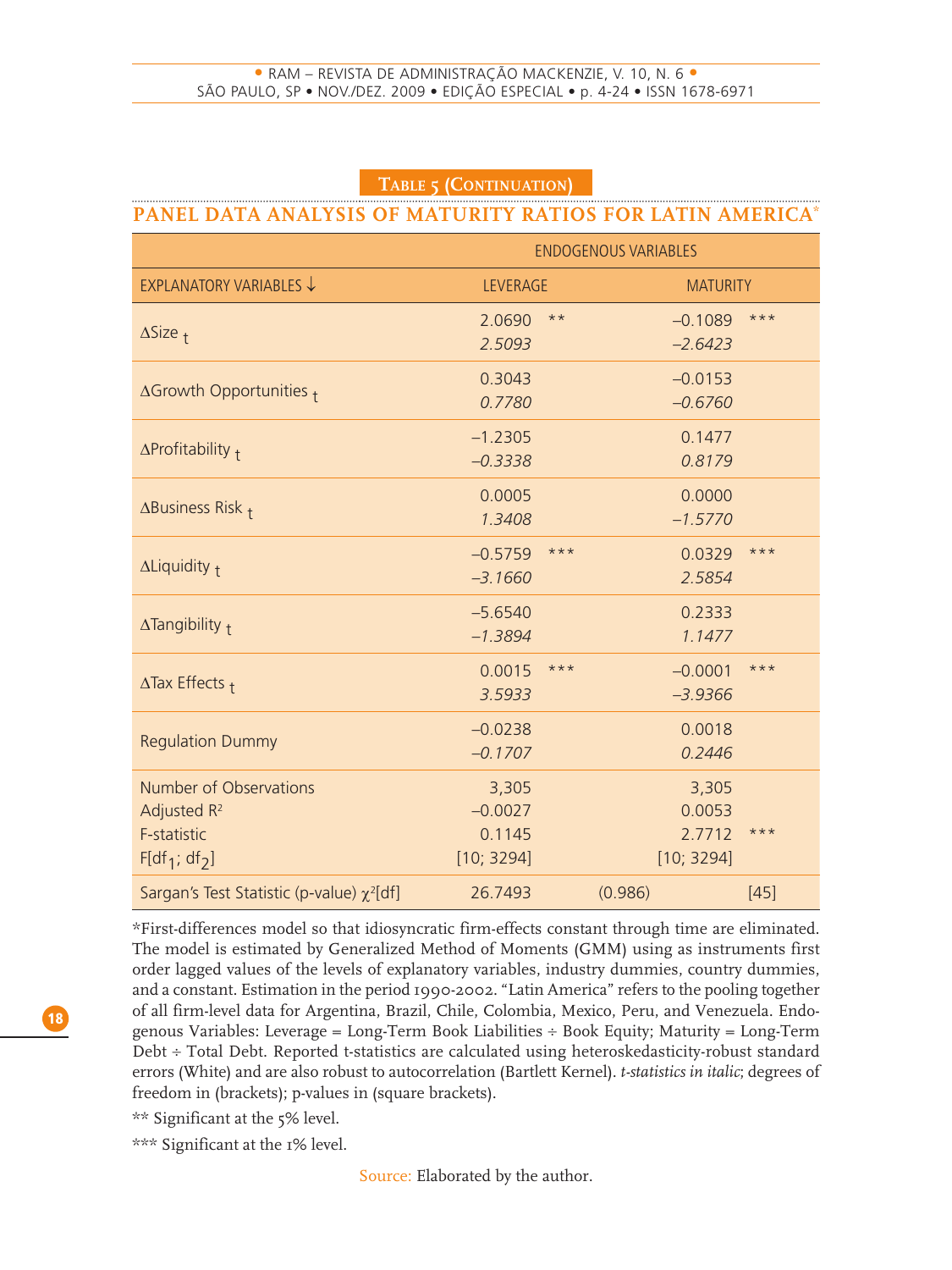**Table 5 (Continuation)**

## PANEL DATA ANALYSIS OF MATURITY RATIOS FOR LATIN AMERICA*

| | ENDOGENOUS VARIABLES | | | |
|---|---|---|---|---|
| EXPLANATORY VARIABLES ↓ | LEVERAGE | | MATURITY | |
| ΔSize $_t$ | 2.0690<br>*2.5093* | ** | –0.1089<br>*–2.6423* | *** |
| ΔGrowth Opportunities $_t$ | 0.3043<br>*0.7780* | | –0.0153<br>*–0.6760* | |
| ΔProfitability $_t$ | –1.2305<br>*–0.3338* | | 0.1477<br>*0.8179* | |
| ΔBusiness Risk $_t$ | 0.0005<br>*1.3408* | | 0.0000<br>*–1.5770* | |
| ΔLiquidity $_t$ | –0.5759<br>*–3.1660* | *** | 0.0329<br>*2.5854* | *** |
| ΔTangibility $_t$ | –5.6540<br>*–1.3894* | | 0.2333<br>*1.1477* | |
| ΔTax Effects $_t$ | 0.0015<br>*3.5933* | *** | –0.0001<br>*–3.9366* | *** |
| Regulation Dummy | –0.0238<br>*–0.1707* | | 0.0018<br>*0.2446* | |
| Number of Observations<br>Adjusted $R^2$<br>F-statistic<br>$F[df_1; df_2]$ | 3,305<br>–0.0027<br>0.1145<br>[10; 3294] | | 3,305<br>0.0053<br>2.7712<br>[10; 3294] | <br><br>***<br> |
| Sargan's Test Statistic (p-value) $\chi^2$[df] | 26.7493 | (0.986) | | [45] |

*First-differences model so that idiosyncratic firm-effects constant through time are eliminated. The model is estimated by Generalized Method of Moments (GMM) using as instruments first order lagged values of the levels of explanatory variables, industry dummies, country dummies, and a constant. Estimation in the period 1990-2002. "Latin America" refers to the pooling together of all firm-level data for Argentina, Brazil, Chile, Colombia, Mexico, Peru, and Venezuela. Endogenous Variables: Leverage = Long-Term Book Liabilities ÷ Book Equity; Maturity = Long-Term Debt ÷ Total Debt. Reported t-statistics are calculated using heteroskedasticity-robust standard errors (White) and are also robust to autocorrelation (Bartlett Kernel). *t-statistics in italic*; degrees of freedom in (brackets); p-values in (square brackets).

** Significant at the 5% level.

*** Significant at the 1% level.

Source: Elaborated by the author.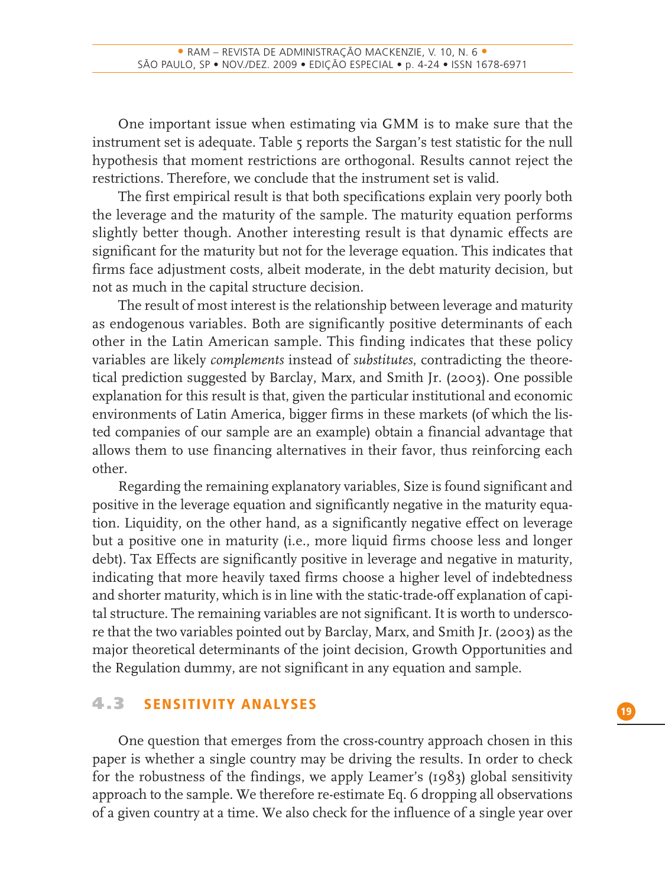One important issue when estimating via GMM is to make sure that the instrument set is adequate. Table 5 reports the Sargan's test statistic for the null hypothesis that moment restrictions are orthogonal. Results cannot reject the restrictions. Therefore, we conclude that the instrument set is valid.

The first empirical result is that both specifications explain very poorly both the leverage and the maturity of the sample. The maturity equation performs slightly better though. Another interesting result is that dynamic effects are significant for the maturity but not for the leverage equation. This indicates that firms face adjustment costs, albeit moderate, in the debt maturity decision, but not as much in the capital structure decision.

The result of most interest is the relationship between leverage and maturity as endogenous variables. Both are significantly positive determinants of each other in the Latin American sample. This finding indicates that these policy variables are likely *complements* instead of *substitutes*, contradicting the theoretical prediction suggested by Barclay, Marx, and Smith Jr. (2003). One possible explanation for this result is that, given the particular institutional and economic environments of Latin America, bigger firms in these markets (of which the listed companies of our sample are an example) obtain a financial advantage that allows them to use financing alternatives in their favor, thus reinforcing each other.

Regarding the remaining explanatory variables, Size is found significant and positive in the leverage equation and significantly negative in the maturity equation. Liquidity, on the other hand, as a significantly negative effect on leverage but a positive one in maturity (i.e., more liquid firms choose less and longer debt). Tax Effects are significantly positive in leverage and negative in maturity, indicating that more heavily taxed firms choose a higher level of indebtedness and shorter maturity, which is in line with the static-trade-off explanation of capital structure. The remaining variables are not significant. It is worth to underscore that the two variables pointed out by Barclay, Marx, and Smith Jr. (2003) as the major theoretical determinants of the joint decision, Growth Opportunities and the Regulation dummy, are not significant in any equation and sample.

## 4.3 SENSITIVITY ANALYSES

One question that emerges from the cross-country approach chosen in this paper is whether a single country may be driving the results. In order to check for the robustness of the findings, we apply Leamer's (1983) global sensitivity approach to the sample. We therefore re-estimate Eq. 6 dropping all observations of a given country at a time. We also check for the influence of a single year over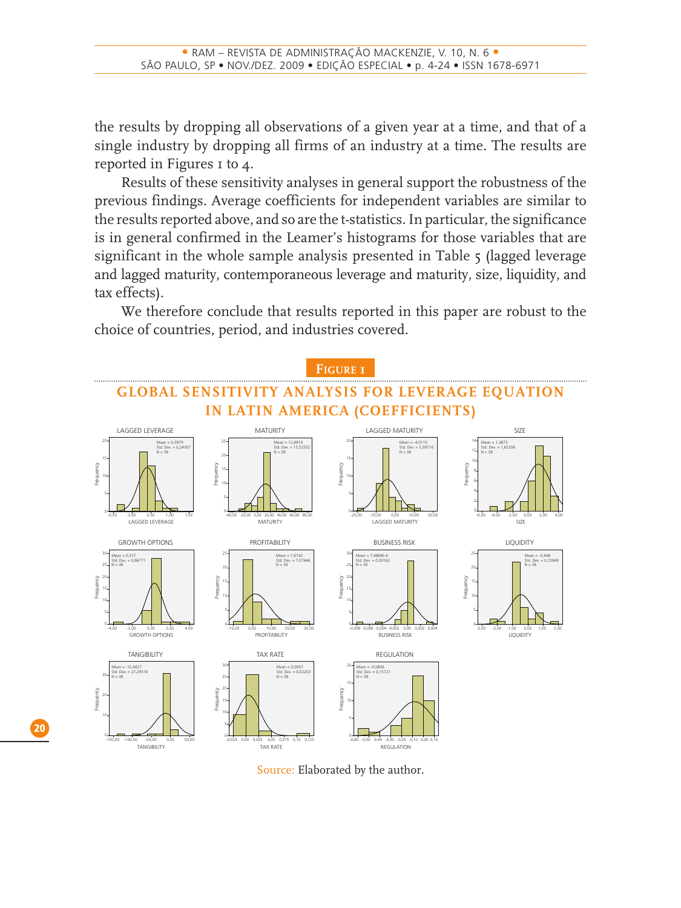the results by dropping all observations of a given year at a time, and that of a single industry by dropping all firms of an industry at a time. The results are reported in Figures 1 to 4.

Results of these sensitivity analyses in general support the robustness of the previous findings. Average coefficients for independent variables are similar to the results reported above, and so are the t-statistics. In particular, the significance is in general confirmed in the Leamer's histograms for those variables that are significant in the whole sample analysis presented in Table 5 (lagged leverage and lagged maturity, contemporaneous leverage and maturity, size, liquidity, and tax effects).

We therefore conclude that results reported in this paper are robust to the choice of countries, period, and industries covered.

**Figure 1**

**GLOBAL SENSITIVITY ANALYSIS FOR LEVERAGE EQUATION IN LATIN AMERICA (COEFFICIENTS)**

LAGGED LEVERAGE — Mean = 0,3979; Std. Dev. = 0,24307; N = 38

MATURITY — Mean = 12,8919; Std. Dev. = 15,52552; N = 38

LAGGED MATURITY — Mean = -4,0115; Std. Dev. = 5,59716; N = 38

SIZE — Mean = 1,3873; Std. Dev. = 1,62208; N = 38

GROWTH OPTIONS — Mean = 0,317; Std. Dev. = 0,86771; N = 38

PROFITABILITY — Mean = 1,6742; Std. Dev. = 7,07646; N = 38

BUSINESS RISK — Mean = 7,4864E-6; Std. Dev. = 0,00162; N = 38

LIQUIDITY — Mean = -0,446; Std. Dev. = 0,72849; N = 38

TANGIBILITY — Mean = -12,4827; Std. Dev. = 27,29316; N = 38

TAX RATE — Mean = 0,0057; Std. Dev. = 0,02203; N = 38

REGULATION — Mean = -0,0806; Std. Dev. = 0,15721; N = 38

Source: Elaborated by the author.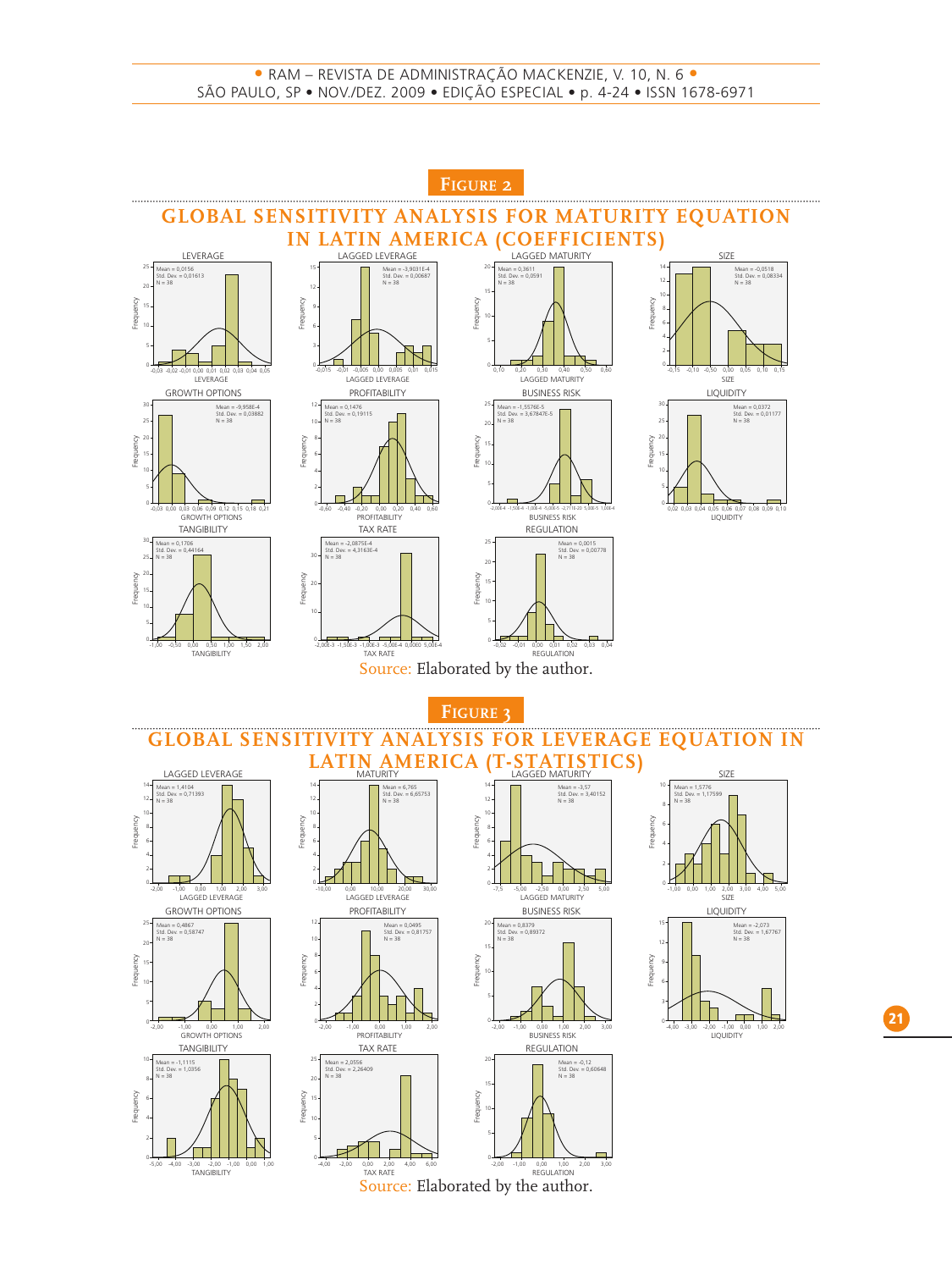**FIGURE 2**

## GLOBAL SENSITIVITY ANALYSIS FOR MATURITY EQUATION IN LATIN AMERICA (COEFFICIENTS)

Source: Elaborated by the author.

**FIGURE 3**

## GLOBAL SENSITIVITY ANALYSIS FOR LEVERAGE EQUATION IN LATIN AMERICA (T-STATISTICS)

Source: Elaborated by the author.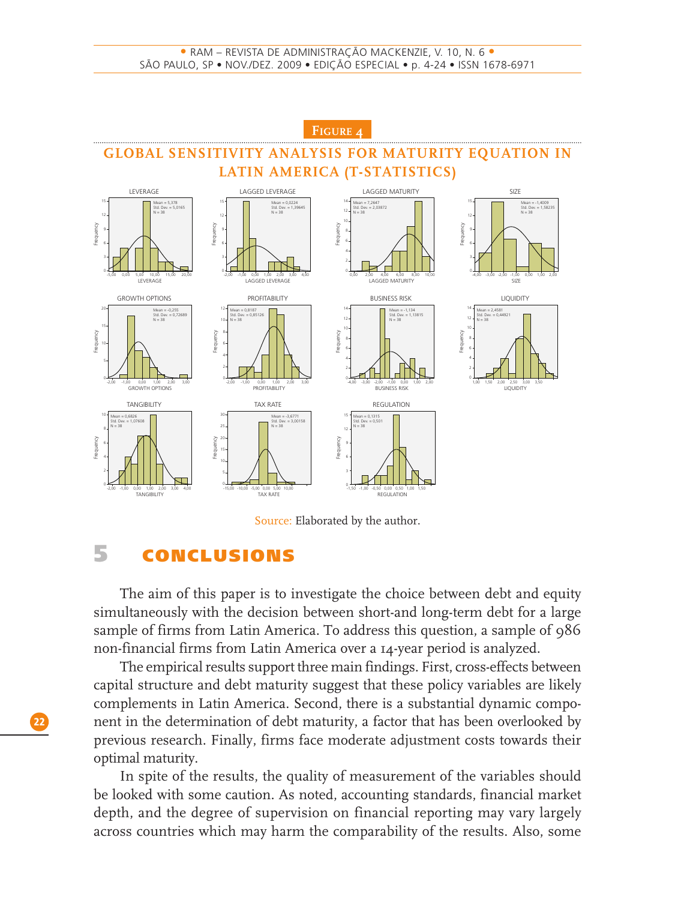**Figure 4**

## GLOBAL SENSITIVITY ANALYSIS FOR MATURITY EQUATION IN LATIN AMERICA (T-STATISTICS)

Source: Elaborated by the author.

# 5 CONCLUSIONS

The aim of this paper is to investigate the choice between debt and equity simultaneously with the decision between short-and long-term debt for a large sample of firms from Latin America. To address this question, a sample of 986 non-financial firms from Latin America over a 14-year period is analyzed.

The empirical results support three main findings. First, cross-effects between capital structure and debt maturity suggest that these policy variables are likely complements in Latin America. Second, there is a substantial dynamic component in the determination of debt maturity, a factor that has been overlooked by previous research. Finally, firms face moderate adjustment costs towards their optimal maturity.

In spite of the results, the quality of measurement of the variables should be looked with some caution. As noted, accounting standards, financial market depth, and the degree of supervision on financial reporting may vary largely across countries which may harm the comparability of the results. Also, some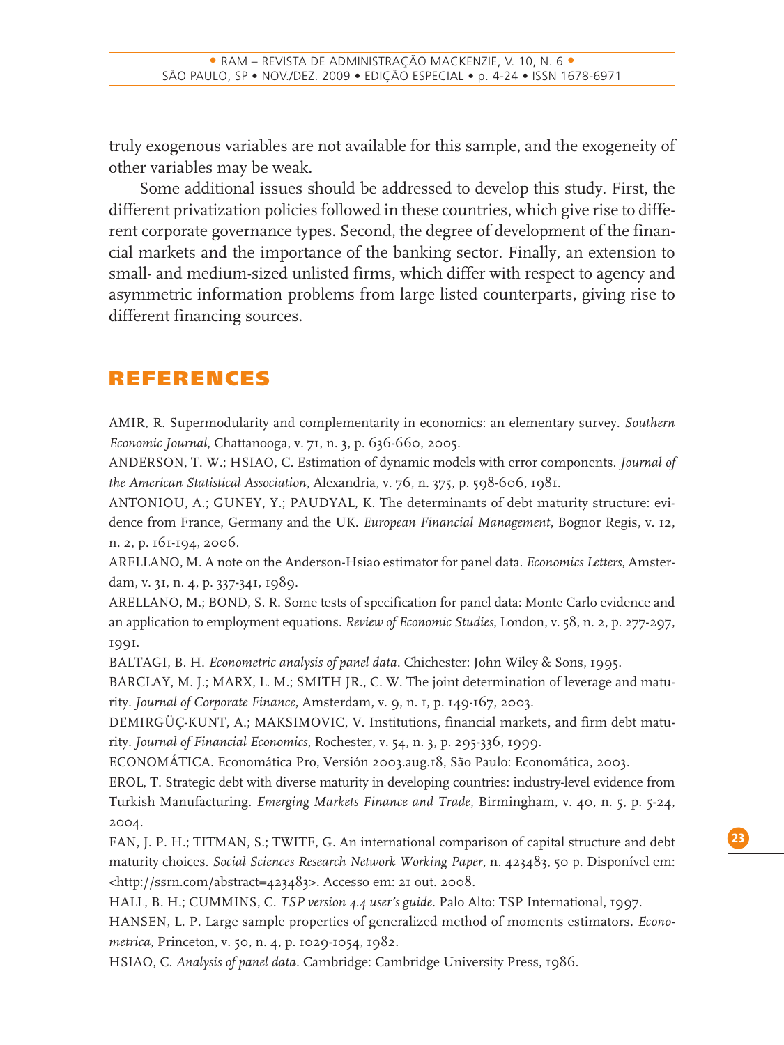truly exogenous variables are not available for this sample, and the exogeneity of other variables may be weak.

Some additional issues should be addressed to develop this study. First, the different privatization policies followed in these countries, which give rise to different corporate governance types. Second, the degree of development of the financial markets and the importance of the banking sector. Finally, an extension to small- and medium-sized unlisted firms, which differ with respect to agency and asymmetric information problems from large listed counterparts, giving rise to different financing sources.

# REFERENCES

AMIR, R. Supermodularity and complementarity in economics: an elementary survey. *Southern Economic Journal*, Chattanooga, v. 71, n. 3, p. 636-660, 2005.

ANDERSON, T. W.; HSIAO, C. Estimation of dynamic models with error components. *Journal of the American Statistical Association*, Alexandria, v. 76, n. 375, p. 598-606, 1981.

ANTONIOU, A.; GUNEY, Y.; PAUDYAL, K. The determinants of debt maturity structure: evidence from France, Germany and the UK. *European Financial Management*, Bognor Regis, v. 12, n. 2, p. 161-194, 2006.

ARELLANO, M. A note on the Anderson-Hsiao estimator for panel data. *Economics Letters*, Amsterdam, v. 31, n. 4, p. 337-341, 1989.

ARELLANO, M.; BOND, S. R. Some tests of specification for panel data: Monte Carlo evidence and an application to employment equations. *Review of Economic Studies*, London, v. 58, n. 2, p. 277-297, 1991.

BALTAGI, B. H. *Econometric analysis of panel data*. Chichester: John Wiley & Sons, 1995.

BARCLAY, M. J.; MARX, L. M.; SMITH JR., C. W. The joint determination of leverage and maturity. *Journal of Corporate Finance*, Amsterdam, v. 9, n. 1, p. 149-167, 2003.

DEMIRGÜÇ-KUNT, A.; MAKSIMOVIC, V. Institutions, financial markets, and firm debt maturity. *Journal of Financial Economics*, Rochester, v. 54, n. 3, p. 295-336, 1999.

ECONOMÁTICA. Economática Pro, Versión 2003.aug.18, São Paulo: Economática, 2003.

EROL, T. Strategic debt with diverse maturity in developing countries: industry-level evidence from Turkish Manufacturing. *Emerging Markets Finance and Trade*, Birmingham, v. 40, n. 5, p. 5-24, 2004.

FAN, J. P. H.; TITMAN, S.; TWITE, G. An international comparison of capital structure and debt maturity choices. *Social Sciences Research Network Working Paper*, n. 423483, 50 p. Disponível em: <http://ssrn.com/abstract=423483>. Accesso em: 21 out. 2008.

HALL, B. H.; CUMMINS, C. *TSP version 4.4 user's guide*. Palo Alto: TSP International, 1997.

HANSEN, L. P. Large sample properties of generalized method of moments estimators. *Econometrica*, Princeton, v. 50, n. 4, p. 1029-1054, 1982.

HSIAO, C. *Analysis of panel data*. Cambridge: Cambridge University Press, 1986.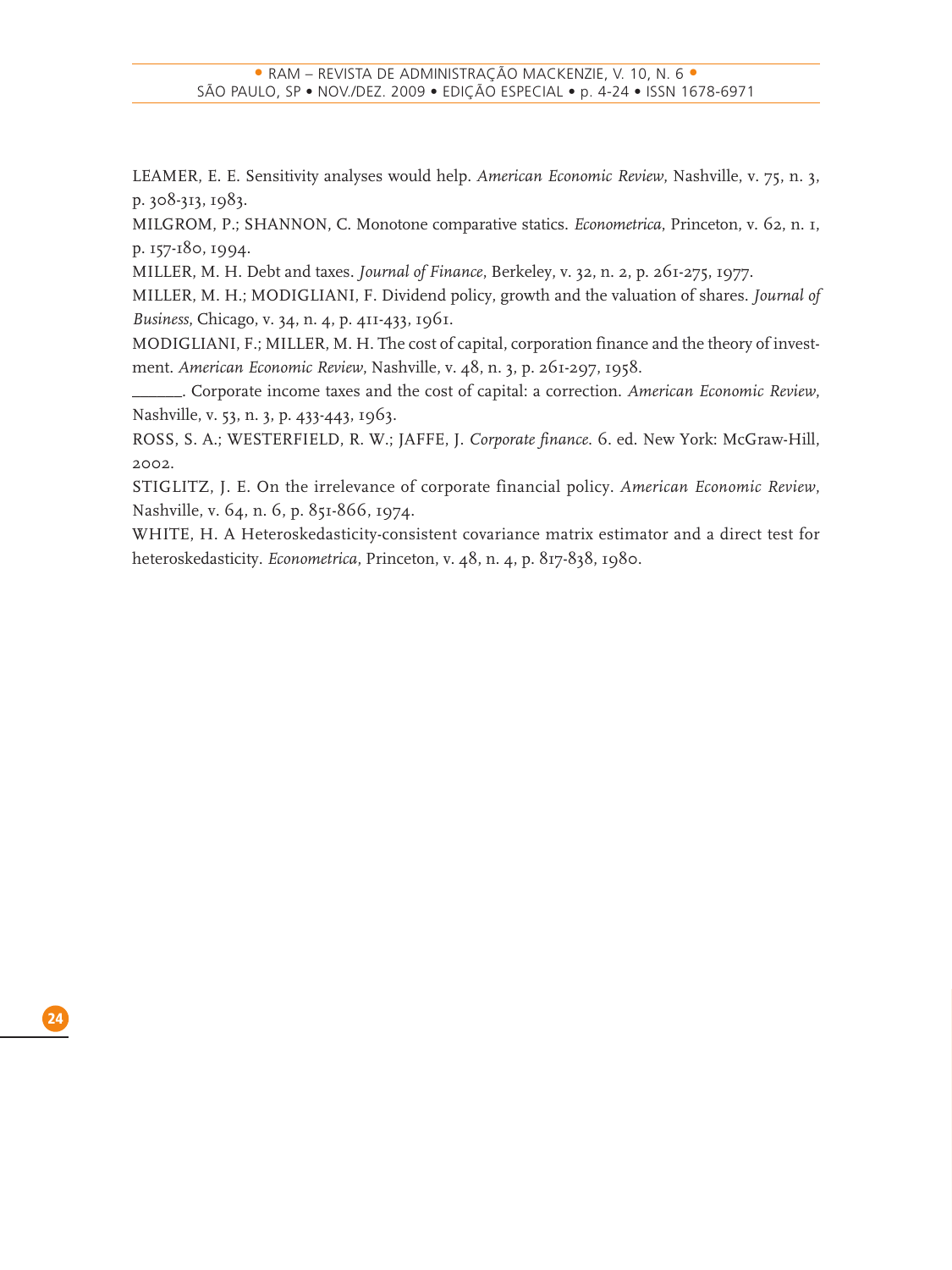LEAMER, E. E. Sensitivity analyses would help. *American Economic Review*, Nashville, v. 75, n. 3, p. 308-313, 1983.

MILGROM, P.; SHANNON, C. Monotone comparative statics. *Econometrica*, Princeton, v. 62, n. 1, p. 157-180, 1994.

MILLER, M. H. Debt and taxes. *Journal of Finance*, Berkeley, v. 32, n. 2, p. 261-275, 1977.

MILLER, M. H.; MODIGLIANI, F. Dividend policy, growth and the valuation of shares. *Journal of Business*, Chicago, v. 34, n. 4, p. 411-433, 1961.

MODIGLIANI, F.; MILLER, M. H. The cost of capital, corporation finance and the theory of investment. *American Economic Review*, Nashville, v. 48, n. 3, p. 261-297, 1958.

______. Corporate income taxes and the cost of capital: a correction. *American Economic Review*, Nashville, v. 53, n. 3, p. 433-443, 1963.

ROSS, S. A.; WESTERFIELD, R. W.; JAFFE, J. *Corporate finance*. 6. ed. New York: McGraw-Hill, 2002.

STIGLITZ, J. E. On the irrelevance of corporate financial policy. *American Economic Review*, Nashville, v. 64, n. 6, p. 851-866, 1974.

WHITE, H. A Heteroskedasticity-consistent covariance matrix estimator and a direct test for heteroskedasticity. *Econometrica*, Princeton, v. 48, n. 4, p. 817-838, 1980.